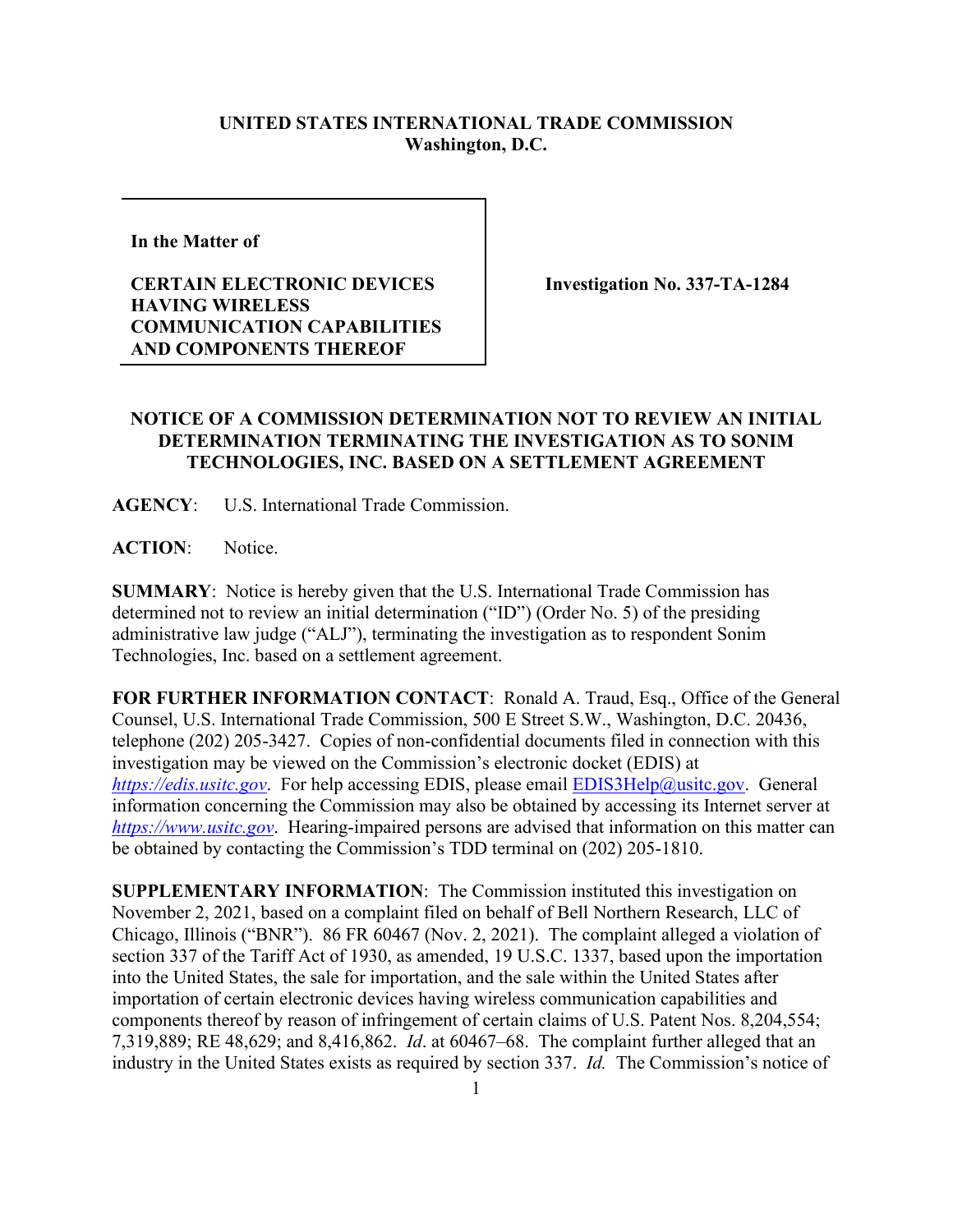**UNITED STATES INTERNATIONAL TRADE COMMISSION**
**Washington, D.C.**

| In the Matter of<br><br>**CERTAIN ELECTRONIC DEVICES HAVING WIRELESS COMMUNICATION CAPABILITIES AND COMPONENTS THEREOF** | **Investigation No. 337-TA-1284** |
| --- | --- |

## NOTICE OF A COMMISSION DETERMINATION NOT TO REVIEW AN INITIAL DETERMINATION TERMINATING THE INVESTIGATION AS TO SONIM TECHNOLOGIES, INC. BASED ON A SETTLEMENT AGREEMENT

**AGENCY**: U.S. International Trade Commission.

**ACTION**: Notice.

**SUMMARY**: Notice is hereby given that the U.S. International Trade Commission has determined not to review an initial determination ("ID") (Order No. 5) of the presiding administrative law judge ("ALJ"), terminating the investigation as to respondent Sonim Technologies, Inc. based on a settlement agreement.

**FOR FURTHER INFORMATION CONTACT**: Ronald A. Traud, Esq., Office of the General Counsel, U.S. International Trade Commission, 500 E Street S.W., Washington, D.C. 20436, telephone (202) 205-3427. Copies of non-confidential documents filed in connection with this investigation may be viewed on the Commission's electronic docket (EDIS) at *https://edis.usitc.gov*. For help accessing EDIS, please email EDIS3Help@usitc.gov. General information concerning the Commission may also be obtained by accessing its Internet server at *https://www.usitc.gov*. Hearing-impaired persons are advised that information on this matter can be obtained by contacting the Commission's TDD terminal on (202) 205-1810.

**SUPPLEMENTARY INFORMATION**: The Commission instituted this investigation on November 2, 2021, based on a complaint filed on behalf of Bell Northern Research, LLC of Chicago, Illinois ("BNR"). 86 FR 60467 (Nov. 2, 2021). The complaint alleged a violation of section 337 of the Tariff Act of 1930, as amended, 19 U.S.C. 1337, based upon the importation into the United States, the sale for importation, and the sale within the United States after importation of certain electronic devices having wireless communication capabilities and components thereof by reason of infringement of certain claims of U.S. Patent Nos. 8,204,554; 7,319,889; RE 48,629; and 8,416,862. *Id*. at 60467–68. The complaint further alleged that an industry in the United States exists as required by section 337. *Id.* The Commission's notice of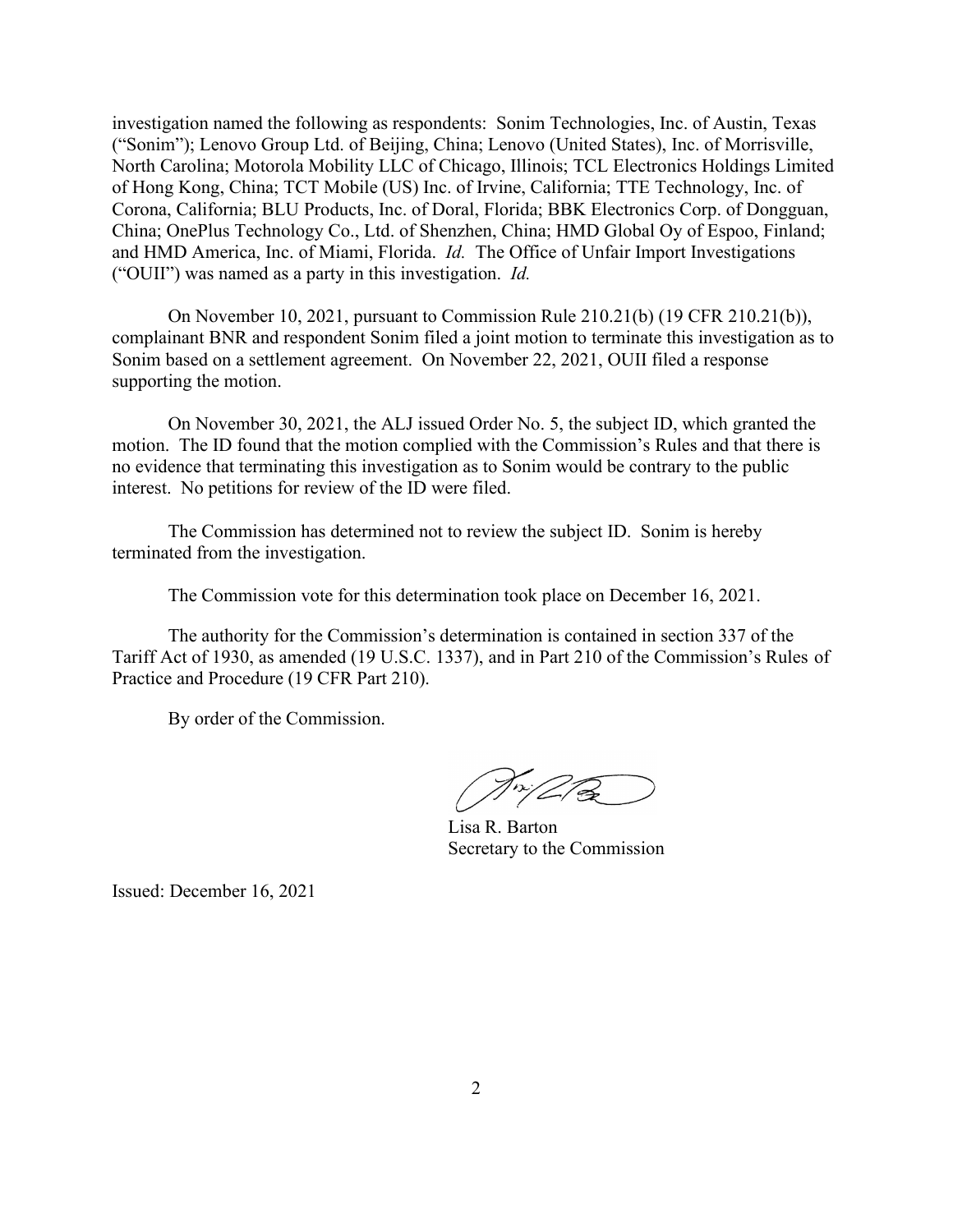investigation named the following as respondents: Sonim Technologies, Inc. of Austin, Texas ("Sonim"); Lenovo Group Ltd. of Beijing, China; Lenovo (United States), Inc. of Morrisville, North Carolina; Motorola Mobility LLC of Chicago, Illinois; TCL Electronics Holdings Limited of Hong Kong, China; TCT Mobile (US) Inc. of Irvine, California; TTE Technology, Inc. of Corona, California; BLU Products, Inc. of Doral, Florida; BBK Electronics Corp. of Dongguan, China; OnePlus Technology Co., Ltd. of Shenzhen, China; HMD Global Oy of Espoo, Finland; and HMD America, Inc. of Miami, Florida. *Id.* The Office of Unfair Import Investigations ("OUII") was named as a party in this investigation. *Id.*

On November 10, 2021, pursuant to Commission Rule 210.21(b) (19 CFR 210.21(b)), complainant BNR and respondent Sonim filed a joint motion to terminate this investigation as to Sonim based on a settlement agreement. On November 22, 2021, OUII filed a response supporting the motion.

On November 30, 2021, the ALJ issued Order No. 5, the subject ID, which granted the motion. The ID found that the motion complied with the Commission's Rules and that there is no evidence that terminating this investigation as to Sonim would be contrary to the public interest. No petitions for review of the ID were filed.

The Commission has determined not to review the subject ID. Sonim is hereby terminated from the investigation.

The Commission vote for this determination took place on December 16, 2021.

The authority for the Commission's determination is contained in section 337 of the Tariff Act of 1930, as amended (19 U.S.C. 1337), and in Part 210 of the Commission's Rules of Practice and Procedure (19 CFR Part 210).

By order of the Commission.

Lisa R. Barton
Secretary to the Commission

Issued: December 16, 2021